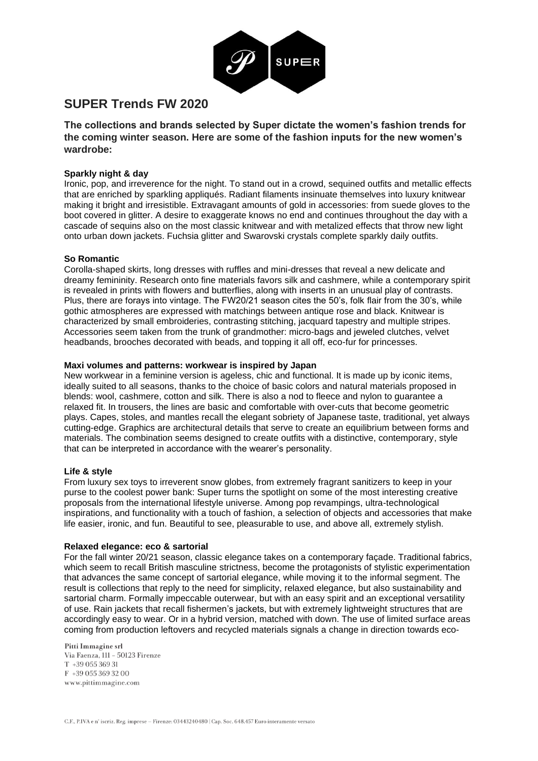# SUPER Trends FW 2020

**The collections and brands selected by Super dictate the women's fashion trends for the coming winter season. Here are some of the fashion inputs for the new women's wardrobe:**

**Sparkly night & day**

Ironic, pop, and irreverence for the night. To stand out in a crowd, sequined outfits and metallic effects that are enriched by sparkling appliqués. Radiant filaments insinuate themselves into luxury knitwear making it bright and irresistible. Extravagant amounts of gold in accessories: from suede gloves to the boot covered in glitter. A desire to exaggerate knows no end and continues throughout the day with a cascade of sequins also on the most classic knitwear and with metalized effects that throw new light onto urban down jackets. Fuchsia glitter and Swarovski crystals complete sparkly daily outfits.

**So Romantic**

Corolla-shaped skirts, long dresses with ruffles and mini-dresses that reveal a new delicate and dreamy femininity. Research onto fine materials favors silk and cashmere, while a contemporary spirit is revealed in prints with flowers and butterflies, along with inserts in an unusual play of contrasts. Plus, there are forays into vintage. The FW20/21 season cites the 50's, folk flair from the 30's, while gothic atmospheres are expressed with matchings between antique rose and black. Knitwear is characterized by small embroideries, contrasting stitching, jacquard tapestry and multiple stripes. Accessories seem taken from the trunk of grandmother: micro-bags and jeweled clutches, velvet headbands, brooches decorated with beads, and topping it all off, eco-fur for princesses.

**Maxi volumes and patterns: workwear is inspired by Japan**

New workwear in a feminine version is ageless, chic and functional. It is made up by iconic items, ideally suited to all seasons, thanks to the choice of basic colors and natural materials proposed in blends: wool, cashmere, cotton and silk. There is also a nod to fleece and nylon to guarantee a relaxed fit. In trousers, the lines are basic and comfortable with over-cuts that become geometric plays. Capes, stoles, and mantles recall the elegant sobriety of Japanese taste, traditional, yet always cutting-edge. Graphics are architectural details that serve to create an equilibrium between forms and materials. The combination seems designed to create outfits with a distinctive, contemporary, style that can be interpreted in accordance with the wearer's personality.

**Life & style**

From luxury sex toys to irreverent snow globes, from extremely fragrant sanitizers to keep in your purse to the coolest power bank: Super turns the spotlight on some of the most interesting creative proposals from the international lifestyle universe. Among pop revampings, ultra-technological inspirations, and functionality with a touch of fashion, a selection of objects and accessories that make life easier, ironic, and fun. Beautiful to see, pleasurable to use, and above all, extremely stylish.

**Relaxed elegance: eco & sartorial**

For the fall winter 20/21 season, classic elegance takes on a contemporary façade. Traditional fabrics, which seem to recall British masculine strictness, become the protagonists of stylistic experimentation that advances the same concept of sartorial elegance, while moving it to the informal segment. The result is collections that reply to the need for simplicity, relaxed elegance, but also sustainability and sartorial charm. Formally impeccable outerwear, but with an easy spirit and an exceptional versatility of use. Rain jackets that recall fishermen's jackets, but with extremely lightweight structures that are accordingly easy to wear. Or in a hybrid version, matched with down. The use of limited surface areas coming from production leftovers and recycled materials signals a change in direction towards eco-

Pitti Immagine srl
Via Faenza, 111 – 50123 Firenze
T +39 055 369 31
F +39 055 369 32 00
www.pittimmagine.com

C.F., P.IVA e n° iscriz. Reg. imprese – Firenze: 03443240480 | Cap. Soc. 648.457 Euro interamente versato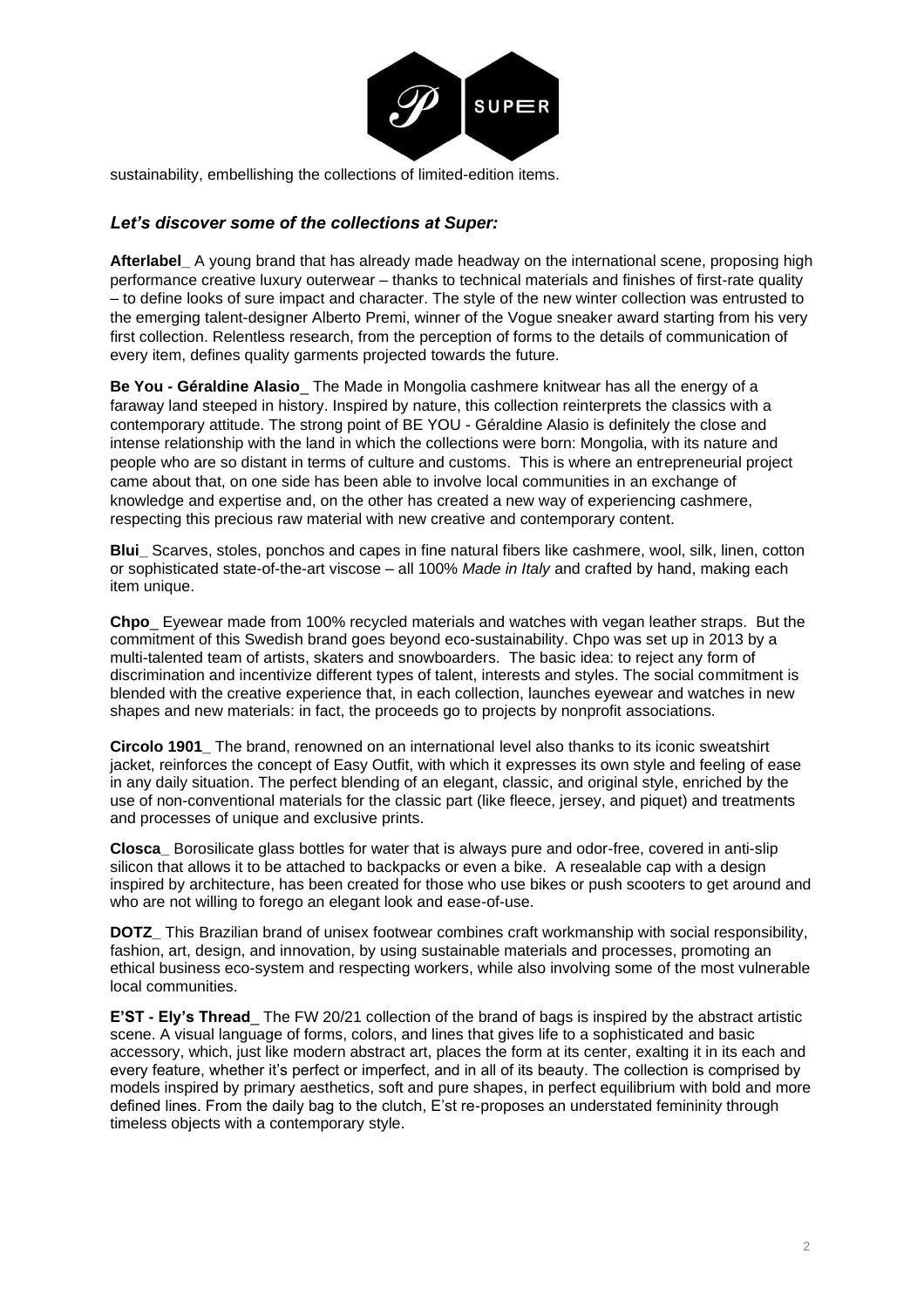sustainability, embellishing the collections of limited-edition items.

### *Let's discover some of the collections at Super:*

**Afterlabel_** A young brand that has already made headway on the international scene, proposing high performance creative luxury outerwear – thanks to technical materials and finishes of first-rate quality – to define looks of sure impact and character. The style of the new winter collection was entrusted to the emerging talent-designer Alberto Premi, winner of the Vogue sneaker award starting from his very first collection. Relentless research, from the perception of forms to the details of communication of every item, defines quality garments projected towards the future.

**Be You - Géraldine Alasio_** The Made in Mongolia cashmere knitwear has all the energy of a faraway land steeped in history. Inspired by nature, this collection reinterprets the classics with a contemporary attitude. The strong point of BE YOU - Géraldine Alasio is definitely the close and intense relationship with the land in which the collections were born: Mongolia, with its nature and people who are so distant in terms of culture and customs. This is where an entrepreneurial project came about that, on one side has been able to involve local communities in an exchange of knowledge and expertise and, on the other has created a new way of experiencing cashmere, respecting this precious raw material with new creative and contemporary content.

**Blui_** Scarves, stoles, ponchos and capes in fine natural fibers like cashmere, wool, silk, linen, cotton or sophisticated state-of-the-art viscose – all 100% *Made in Italy* and crafted by hand, making each item unique.

**Chpo_** Eyewear made from 100% recycled materials and watches with vegan leather straps. But the commitment of this Swedish brand goes beyond eco-sustainability. Chpo was set up in 2013 by a multi-talented team of artists, skaters and snowboarders. The basic idea: to reject any form of discrimination and incentivize different types of talent, interests and styles. The social commitment is blended with the creative experience that, in each collection, launches eyewear and watches in new shapes and new materials: in fact, the proceeds go to projects by nonprofit associations.

**Circolo 1901_** The brand, renowned on an international level also thanks to its iconic sweatshirt jacket, reinforces the concept of Easy Outfit, with which it expresses its own style and feeling of ease in any daily situation. The perfect blending of an elegant, classic, and original style, enriched by the use of non-conventional materials for the classic part (like fleece, jersey, and piquet) and treatments and processes of unique and exclusive prints.

**Closca_** Borosilicate glass bottles for water that is always pure and odor-free, covered in anti-slip silicon that allows it to be attached to backpacks or even a bike. A resealable cap with a design inspired by architecture, has been created for those who use bikes or push scooters to get around and who are not willing to forego an elegant look and ease-of-use.

**DOTZ_** This Brazilian brand of unisex footwear combines craft workmanship with social responsibility, fashion, art, design, and innovation, by using sustainable materials and processes, promoting an ethical business eco-system and respecting workers, while also involving some of the most vulnerable local communities.

**E'ST - Ely's Thread_** The FW 20/21 collection of the brand of bags is inspired by the abstract artistic scene. A visual language of forms, colors, and lines that gives life to a sophisticated and basic accessory, which, just like modern abstract art, places the form at its center, exalting it in its each and every feature, whether it's perfect or imperfect, and in all of its beauty. The collection is comprised by models inspired by primary aesthetics, soft and pure shapes, in perfect equilibrium with bold and more defined lines. From the daily bag to the clutch, E'st re-proposes an understated femininity through timeless objects with a contemporary style.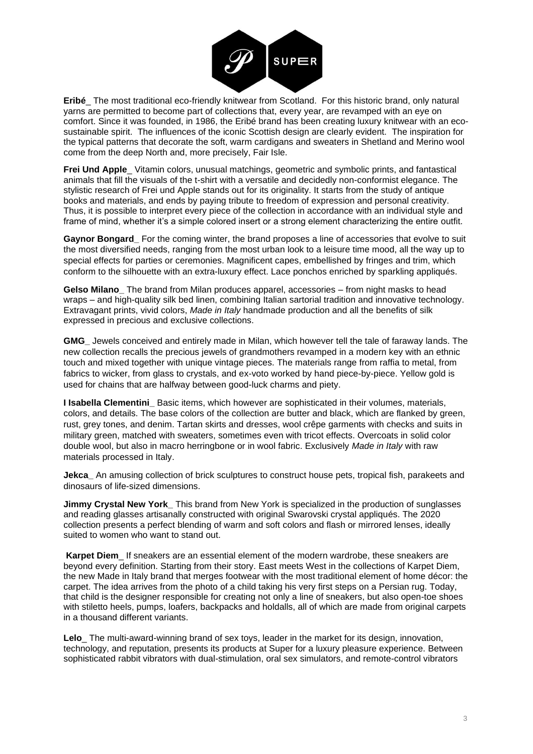**Eribé_** The most traditional eco-friendly knitwear from Scotland. For this historic brand, only natural yarns are permitted to become part of collections that, every year, are revamped with an eye on comfort. Since it was founded, in 1986, the Eribé brand has been creating luxury knitwear with an eco-sustainable spirit. The influences of the iconic Scottish design are clearly evident. The inspiration for the typical patterns that decorate the soft, warm cardigans and sweaters in Shetland and Merino wool come from the deep North and, more precisely, Fair Isle.

**Frei Und Apple_** Vitamin colors, unusual matchings, geometric and symbolic prints, and fantastical animals that fill the visuals of the t-shirt with a versatile and decidedly non-conformist elegance. The stylistic research of Frei und Apple stands out for its originality. It starts from the study of antique books and materials, and ends by paying tribute to freedom of expression and personal creativity. Thus, it is possible to interpret every piece of the collection in accordance with an individual style and frame of mind, whether it's a simple colored insert or a strong element characterizing the entire outfit.

**Gaynor Bongard_** For the coming winter, the brand proposes a line of accessories that evolve to suit the most diversified needs, ranging from the most urban look to a leisure time mood, all the way up to special effects for parties or ceremonies. Magnificent capes, embellished by fringes and trim, which conform to the silhouette with an extra-luxury effect. Lace ponchos enriched by sparkling appliqués.

**Gelso Milano_** The brand from Milan produces apparel, accessories – from night masks to head wraps – and high-quality silk bed linen, combining Italian sartorial tradition and innovative technology. Extravagant prints, vivid colors, *Made in Italy* handmade production and all the benefits of silk expressed in precious and exclusive collections.

**GMG_** Jewels conceived and entirely made in Milan, which however tell the tale of faraway lands. The new collection recalls the precious jewels of grandmothers revamped in a modern key with an ethnic touch and mixed together with unique vintage pieces. The materials range from raffia to metal, from fabrics to wicker, from glass to crystals, and ex-voto worked by hand piece-by-piece. Yellow gold is used for chains that are halfway between good-luck charms and piety.

**I Isabella Clementini_** Basic items, which however are sophisticated in their volumes, materials, colors, and details. The base colors of the collection are butter and black, which are flanked by green, rust, grey tones, and denim. Tartan skirts and dresses, wool crêpe garments with checks and suits in military green, matched with sweaters, sometimes even with tricot effects. Overcoats in solid color double wool, but also in macro herringbone or in wool fabric. Exclusively *Made in Italy* with raw materials processed in Italy.

**Jekca_** An amusing collection of brick sculptures to construct house pets, tropical fish, parakeets and dinosaurs of life-sized dimensions.

**Jimmy Crystal New York_** This brand from New York is specialized in the production of sunglasses and reading glasses artisanally constructed with original Swarovski crystal appliqués. The 2020 collection presents a perfect blending of warm and soft colors and flash or mirrored lenses, ideally suited to women who want to stand out.

**Karpet Diem_** If sneakers are an essential element of the modern wardrobe, these sneakers are beyond every definition. Starting from their story. East meets West in the collections of Karpet Diem, the new Made in Italy brand that merges footwear with the most traditional element of home décor: the carpet. The idea arrives from the photo of a child taking his very first steps on a Persian rug. Today, that child is the designer responsible for creating not only a line of sneakers, but also open-toe shoes with stiletto heels, pumps, loafers, backpacks and holdalls, all of which are made from original carpets in a thousand different variants.

**Lelo_** The multi-award-winning brand of sex toys, leader in the market for its design, innovation, technology, and reputation, presents its products at Super for a luxury pleasure experience. Between sophisticated rabbit vibrators with dual-stimulation, oral sex simulators, and remote-control vibrators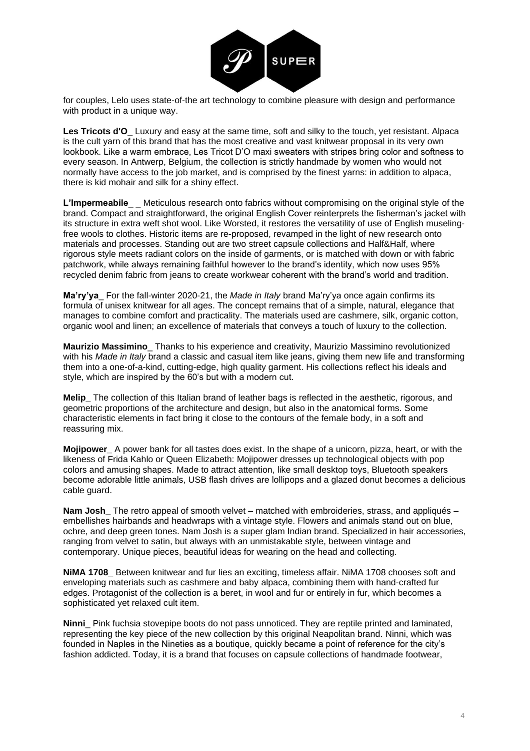for couples, Lelo uses state-of-the art technology to combine pleasure with design and performance with product in a unique way.

**Les Tricots d'O_** Luxury and easy at the same time, soft and silky to the touch, yet resistant. Alpaca is the cult yarn of this brand that has the most creative and vast knitwear proposal in its very own lookbook. Like a warm embrace, Les Tricot D'O maxi sweaters with stripes bring color and softness to every season. In Antwerp, Belgium, the collection is strictly handmade by women who would not normally have access to the job market, and is comprised by the finest yarns: in addition to alpaca, there is kid mohair and silk for a shiny effect.

**L'Impermeabile_** _ Meticulous research onto fabrics without compromising on the original style of the brand. Compact and straightforward, the original English Cover reinterprets the fisherman's jacket with its structure in extra weft shot wool. Like Worsted, it restores the versatility of use of English museling-free wools to clothes. Historic items are re-proposed, revamped in the light of new research onto materials and processes. Standing out are two street capsule collections and Half&Half, where rigorous style meets radiant colors on the inside of garments, or is matched with down or with fabric patchwork, while always remaining faithful however to the brand's identity, which now uses 95% recycled denim fabric from jeans to create workwear coherent with the brand's world and tradition.

**Ma'ry'ya_** For the fall-winter 2020-21, the *Made in Italy* brand Ma'ry'ya once again confirms its formula of unisex knitwear for all ages. The concept remains that of a simple, natural, elegance that manages to combine comfort and practicality. The materials used are cashmere, silk, organic cotton, organic wool and linen; an excellence of materials that conveys a touch of luxury to the collection.

**Maurizio Massimino_** Thanks to his experience and creativity, Maurizio Massimino revolutionized with his *Made in Italy* brand a classic and casual item like jeans, giving them new life and transforming them into a one-of-a-kind, cutting-edge, high quality garment. His collections reflect his ideals and style, which are inspired by the 60's but with a modern cut.

**Melip_** The collection of this Italian brand of leather bags is reflected in the aesthetic, rigorous, and geometric proportions of the architecture and design, but also in the anatomical forms. Some characteristic elements in fact bring it close to the contours of the female body, in a soft and reassuring mix.

**Mojipower_** A power bank for all tastes does exist. In the shape of a unicorn, pizza, heart, or with the likeness of Frida Kahlo or Queen Elizabeth: Mojipower dresses up technological objects with pop colors and amusing shapes. Made to attract attention, like small desktop toys, Bluetooth speakers become adorable little animals, USB flash drives are lollipops and a glazed donut becomes a delicious cable guard.

**Nam Josh_** The retro appeal of smooth velvet – matched with embroideries, strass, and appliqués – embellishes hairbands and headwraps with a vintage style. Flowers and animals stand out on blue, ochre, and deep green tones. Nam Josh is a super glam Indian brand. Specialized in hair accessories, ranging from velvet to satin, but always with an unmistakable style, between vintage and contemporary. Unique pieces, beautiful ideas for wearing on the head and collecting.

**NiMA 1708_** Between knitwear and fur lies an exciting, timeless affair. NiMA 1708 chooses soft and enveloping materials such as cashmere and baby alpaca, combining them with hand-crafted fur edges. Protagonist of the collection is a beret, in wool and fur or entirely in fur, which becomes a sophisticated yet relaxed cult item.

**Ninni_** Pink fuchsia stovepipe boots do not pass unnoticed. They are reptile printed and laminated, representing the key piece of the new collection by this original Neapolitan brand. Ninni, which was founded in Naples in the Nineties as a boutique, quickly became a point of reference for the city's fashion addicted. Today, it is a brand that focuses on capsule collections of handmade footwear,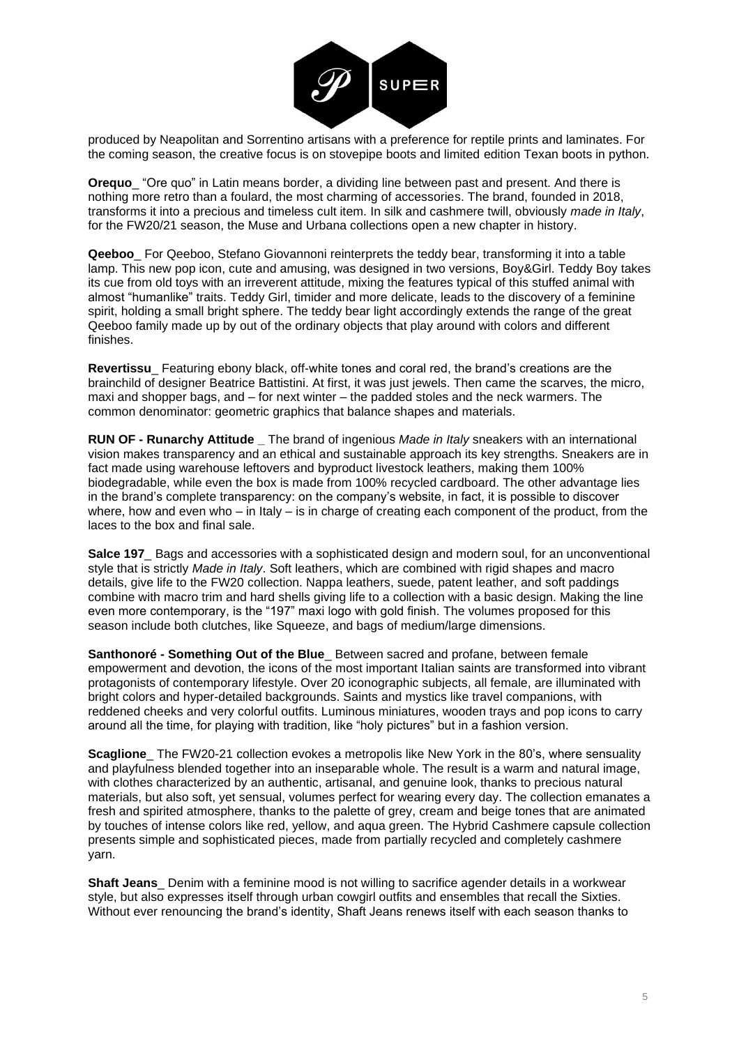produced by Neapolitan and Sorrentino artisans with a preference for reptile prints and laminates. For the coming season, the creative focus is on stovepipe boots and limited edition Texan boots in python.

**Orequo**_ "Ore quo" in Latin means border, a dividing line between past and present. And there is nothing more retro than a foulard, the most charming of accessories. The brand, founded in 2018, transforms it into a precious and timeless cult item. In silk and cashmere twill, obviously *made in Italy*, for the FW20/21 season, the Muse and Urbana collections open a new chapter in history.

**Qeeboo**_ For Qeeboo, Stefano Giovannoni reinterprets the teddy bear, transforming it into a table lamp. This new pop icon, cute and amusing, was designed in two versions, Boy&Girl. Teddy Boy takes its cue from old toys with an irreverent attitude, mixing the features typical of this stuffed animal with almost "humanlike" traits. Teddy Girl, timider and more delicate, leads to the discovery of a feminine spirit, holding a small bright sphere. The teddy bear light accordingly extends the range of the great Qeeboo family made up by out of the ordinary objects that play around with colors and different finishes.

**Revertissu**_ Featuring ebony black, off-white tones and coral red, the brand's creations are the brainchild of designer Beatrice Battistini. At first, it was just jewels. Then came the scarves, the micro, maxi and shopper bags, and – for next winter – the padded stoles and the neck warmers. The common denominator: geometric graphics that balance shapes and materials.

**RUN OF - Runarchy Attitude _** The brand of ingenious *Made in Italy* sneakers with an international vision makes transparency and an ethical and sustainable approach its key strengths. Sneakers are in fact made using warehouse leftovers and byproduct livestock leathers, making them 100% biodegradable, while even the box is made from 100% recycled cardboard. The other advantage lies in the brand's complete transparency: on the company's website, in fact, it is possible to discover where, how and even who – in Italy – is in charge of creating each component of the product, from the laces to the box and final sale.

**Salce 197**_ Bags and accessories with a sophisticated design and modern soul, for an unconventional style that is strictly *Made in Italy*. Soft leathers, which are combined with rigid shapes and macro details, give life to the FW20 collection. Nappa leathers, suede, patent leather, and soft paddings combine with macro trim and hard shells giving life to a collection with a basic design. Making the line even more contemporary, is the "197" maxi logo with gold finish. The volumes proposed for this season include both clutches, like Squeeze, and bags of medium/large dimensions.

**Santhonoré - Something Out of the Blue**_ Between sacred and profane, between female empowerment and devotion, the icons of the most important Italian saints are transformed into vibrant protagonists of contemporary lifestyle. Over 20 iconographic subjects, all female, are illuminated with bright colors and hyper-detailed backgrounds. Saints and mystics like travel companions, with reddened cheeks and very colorful outfits. Luminous miniatures, wooden trays and pop icons to carry around all the time, for playing with tradition, like "holy pictures" but in a fashion version.

**Scaglione**_ The FW20-21 collection evokes a metropolis like New York in the 80's, where sensuality and playfulness blended together into an inseparable whole. The result is a warm and natural image, with clothes characterized by an authentic, artisanal, and genuine look, thanks to precious natural materials, but also soft, yet sensual, volumes perfect for wearing every day. The collection emanates a fresh and spirited atmosphere, thanks to the palette of grey, cream and beige tones that are animated by touches of intense colors like red, yellow, and aqua green. The Hybrid Cashmere capsule collection presents simple and sophisticated pieces, made from partially recycled and completely cashmere yarn.

**Shaft Jeans**_ Denim with a feminine mood is not willing to sacrifice agender details in a workwear style, but also expresses itself through urban cowgirl outfits and ensembles that recall the Sixties. Without ever renouncing the brand's identity, Shaft Jeans renews itself with each season thanks to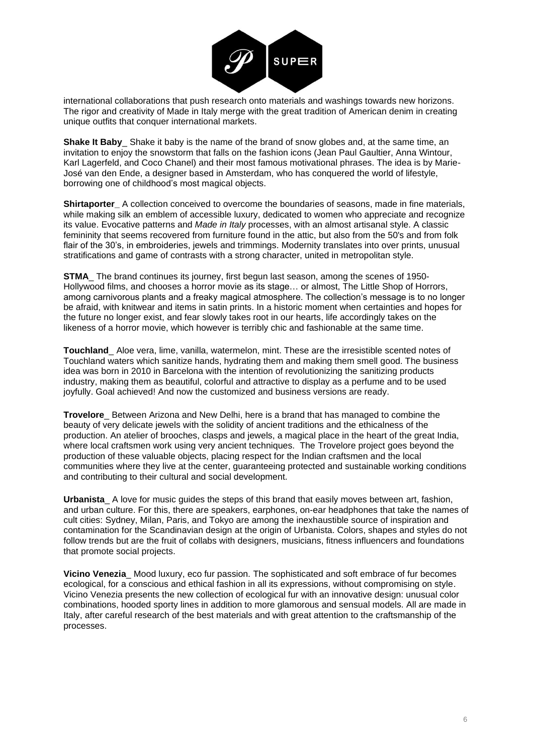international collaborations that push research onto materials and washings towards new horizons. The rigor and creativity of Made in Italy merge with the great tradition of American denim in creating unique outfits that conquer international markets.

**Shake It Baby**_ Shake it baby is the name of the brand of snow globes and, at the same time, an invitation to enjoy the snowstorm that falls on the fashion icons (Jean Paul Gaultier, Anna Wintour, Karl Lagerfeld, and Coco Chanel) and their most famous motivational phrases. The idea is by Marie-José van den Ende, a designer based in Amsterdam, who has conquered the world of lifestyle, borrowing one of childhood's most magical objects.

**Shirtaporter**_ A collection conceived to overcome the boundaries of seasons, made in fine materials, while making silk an emblem of accessible luxury, dedicated to women who appreciate and recognize its value. Evocative patterns and *Made in Italy* processes, with an almost artisanal style. A classic femininity that seems recovered from furniture found in the attic, but also from the 50's and from folk flair of the 30's, in embroideries, jewels and trimmings. Modernity translates into over prints, unusual stratifications and game of contrasts with a strong character, united in metropolitan style.

**STMA**_ The brand continues its journey, first begun last season, among the scenes of 1950-Hollywood films, and chooses a horror movie as its stage… or almost, The Little Shop of Horrors, among carnivorous plants and a freaky magical atmosphere. The collection's message is to no longer be afraid, with knitwear and items in satin prints. In a historic moment when certainties and hopes for the future no longer exist, and fear slowly takes root in our hearts, life accordingly takes on the likeness of a horror movie, which however is terribly chic and fashionable at the same time.

**Touchland**_ Aloe vera, lime, vanilla, watermelon, mint. These are the irresistible scented notes of Touchland waters which sanitize hands, hydrating them and making them smell good. The business idea was born in 2010 in Barcelona with the intention of revolutionizing the sanitizing products industry, making them as beautiful, colorful and attractive to display as a perfume and to be used joyfully. Goal achieved! And now the customized and business versions are ready.

**Trovelore**_ Between Arizona and New Delhi, here is a brand that has managed to combine the beauty of very delicate jewels with the solidity of ancient traditions and the ethicalness of the production. An atelier of brooches, clasps and jewels, a magical place in the heart of the great India, where local craftsmen work using very ancient techniques. The Trovelore project goes beyond the production of these valuable objects, placing respect for the Indian craftsmen and the local communities where they live at the center, guaranteeing protected and sustainable working conditions and contributing to their cultural and social development.

**Urbanista**_ A love for music guides the steps of this brand that easily moves between art, fashion, and urban culture. For this, there are speakers, earphones, on-ear headphones that take the names of cult cities: Sydney, Milan, Paris, and Tokyo are among the inexhaustible source of inspiration and contamination for the Scandinavian design at the origin of Urbanista. Colors, shapes and styles do not follow trends but are the fruit of collabs with designers, musicians, fitness influencers and foundations that promote social projects.

**Vicino Venezia**_ Mood luxury, eco fur passion. The sophisticated and soft embrace of fur becomes ecological, for a conscious and ethical fashion in all its expressions, without compromising on style. Vicino Venezia presents the new collection of ecological fur with an innovative design: unusual color combinations, hooded sporty lines in addition to more glamorous and sensual models. All are made in Italy, after careful research of the best materials and with great attention to the craftsmanship of the processes.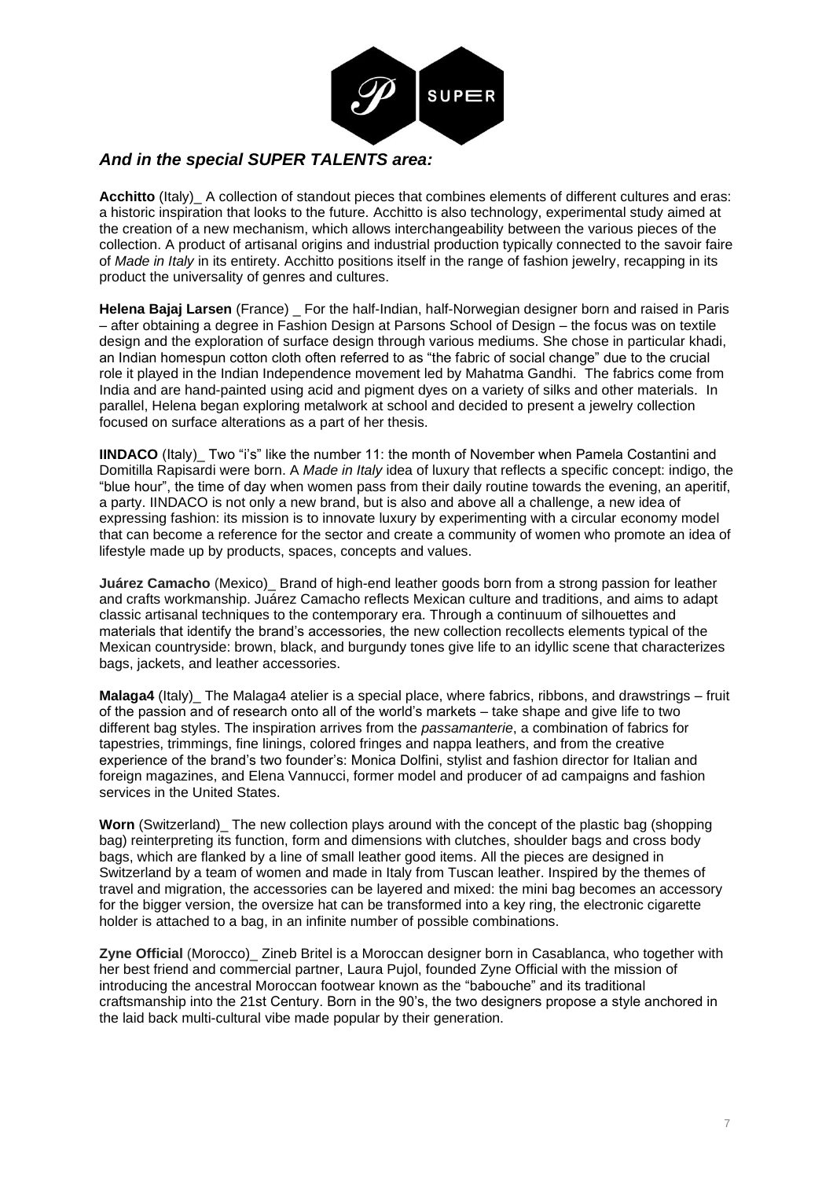## *And in the special SUPER TALENTS area:*

**Acchitto** (Italy)_ A collection of standout pieces that combines elements of different cultures and eras: a historic inspiration that looks to the future. Acchitto is also technology, experimental study aimed at the creation of a new mechanism, which allows interchangeability between the various pieces of the collection. A product of artisanal origins and industrial production typically connected to the savoir faire of *Made in Italy* in its entirety. Acchitto positions itself in the range of fashion jewelry, recapping in its product the universality of genres and cultures.

**Helena Bajaj Larsen** (France) _ For the half-Indian, half-Norwegian designer born and raised in Paris – after obtaining a degree in Fashion Design at Parsons School of Design – the focus was on textile design and the exploration of surface design through various mediums. She chose in particular khadi, an Indian homespun cotton cloth often referred to as "the fabric of social change" due to the crucial role it played in the Indian Independence movement led by Mahatma Gandhi. The fabrics come from India and are hand-painted using acid and pigment dyes on a variety of silks and other materials. In parallel, Helena began exploring metalwork at school and decided to present a jewelry collection focused on surface alterations as a part of her thesis.

**IINDACO** (Italy)_ Two "i's" like the number 11: the month of November when Pamela Costantini and Domitilla Rapisardi were born. A *Made in Italy* idea of luxury that reflects a specific concept: indigo, the "blue hour", the time of day when women pass from their daily routine towards the evening, an aperitif, a party. IINDACO is not only a new brand, but is also and above all a challenge, a new idea of expressing fashion: its mission is to innovate luxury by experimenting with a circular economy model that can become a reference for the sector and create a community of women who promote an idea of lifestyle made up by products, spaces, concepts and values.

**Juárez Camacho** (Mexico)_ Brand of high-end leather goods born from a strong passion for leather and crafts workmanship. Juárez Camacho reflects Mexican culture and traditions, and aims to adapt classic artisanal techniques to the contemporary era. Through a continuum of silhouettes and materials that identify the brand's accessories, the new collection recollects elements typical of the Mexican countryside: brown, black, and burgundy tones give life to an idyllic scene that characterizes bags, jackets, and leather accessories.

**Malaga4** (Italy)_ The Malaga4 atelier is a special place, where fabrics, ribbons, and drawstrings – fruit of the passion and of research onto all of the world's markets – take shape and give life to two different bag styles. The inspiration arrives from the *passamanterie*, a combination of fabrics for tapestries, trimmings, fine linings, colored fringes and nappa leathers, and from the creative experience of the brand's two founder's: Monica Dolfini, stylist and fashion director for Italian and foreign magazines, and Elena Vannucci, former model and producer of ad campaigns and fashion services in the United States.

**Worn** (Switzerland)_ The new collection plays around with the concept of the plastic bag (shopping bag) reinterpreting its function, form and dimensions with clutches, shoulder bags and cross body bags, which are flanked by a line of small leather good items. All the pieces are designed in Switzerland by a team of women and made in Italy from Tuscan leather. Inspired by the themes of travel and migration, the accessories can be layered and mixed: the mini bag becomes an accessory for the bigger version, the oversize hat can be transformed into a key ring, the electronic cigarette holder is attached to a bag, in an infinite number of possible combinations.

**Zyne Official** (Morocco)_ Zineb Britel is a Moroccan designer born in Casablanca, who together with her best friend and commercial partner, Laura Pujol, founded Zyne Official with the mission of introducing the ancestral Moroccan footwear known as the "babouche" and its traditional craftsmanship into the 21st Century. Born in the 90's, the two designers propose a style anchored in the laid back multi-cultural vibe made popular by their generation.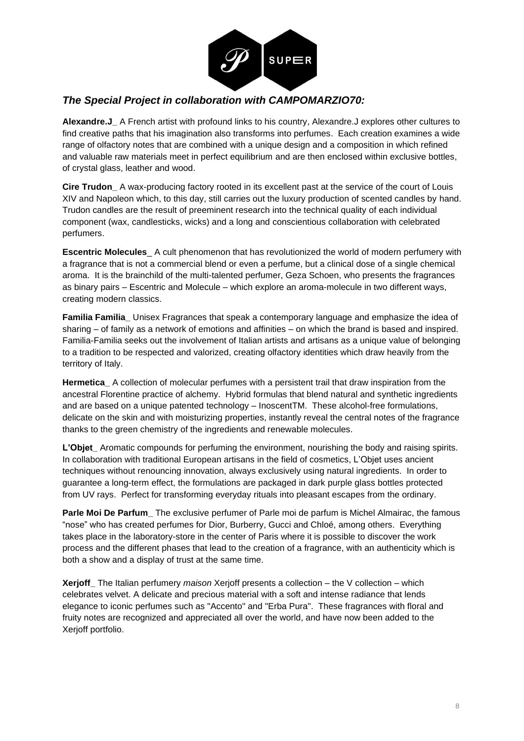### *The Special Project in collaboration with CAMPOMARZIO70:*

**Alexandre.J_** A French artist with profound links to his country, Alexandre.J explores other cultures to find creative paths that his imagination also transforms into perfumes. Each creation examines a wide range of olfactory notes that are combined with a unique design and a composition in which refined and valuable raw materials meet in perfect equilibrium and are then enclosed within exclusive bottles, of crystal glass, leather and wood.

**Cire Trudon_** A wax-producing factory rooted in its excellent past at the service of the court of Louis XIV and Napoleon which, to this day, still carries out the luxury production of scented candles by hand. Trudon candles are the result of preeminent research into the technical quality of each individual component (wax, candlesticks, wicks) and a long and conscientious collaboration with celebrated perfumers.

**Escentric Molecules_** A cult phenomenon that has revolutionized the world of modern perfumery with a fragrance that is not a commercial blend or even a perfume, but a clinical dose of a single chemical aroma. It is the brainchild of the multi-talented perfumer, Geza Schoen, who presents the fragrances as binary pairs – Escentric and Molecule – which explore an aroma-molecule in two different ways, creating modern classics.

**Familia Familia_** Unisex Fragrances that speak a contemporary language and emphasize the idea of sharing – of family as a network of emotions and affinities – on which the brand is based and inspired. Familia-Familia seeks out the involvement of Italian artists and artisans as a unique value of belonging to a tradition to be respected and valorized, creating olfactory identities which draw heavily from the territory of Italy.

**Hermetica_** A collection of molecular perfumes with a persistent trail that draw inspiration from the ancestral Florentine practice of alchemy. Hybrid formulas that blend natural and synthetic ingredients and are based on a unique patented technology – InoscentTM. These alcohol-free formulations, delicate on the skin and with moisturizing properties, instantly reveal the central notes of the fragrance thanks to the green chemistry of the ingredients and renewable molecules.

**L'Objet_** Aromatic compounds for perfuming the environment, nourishing the body and raising spirits. In collaboration with traditional European artisans in the field of cosmetics, L'Objet uses ancient techniques without renouncing innovation, always exclusively using natural ingredients. In order to guarantee a long-term effect, the formulations are packaged in dark purple glass bottles protected from UV rays. Perfect for transforming everyday rituals into pleasant escapes from the ordinary.

**Parle Moi De Parfum_** The exclusive perfumer of Parle moi de parfum is Michel Almairac, the famous "nose" who has created perfumes for Dior, Burberry, Gucci and Chloé, among others. Everything takes place in the laboratory-store in the center of Paris where it is possible to discover the work process and the different phases that lead to the creation of a fragrance, with an authenticity which is both a show and a display of trust at the same time.

**Xerjoff_** The Italian perfumery *maison* Xerjoff presents a collection – the V collection – which celebrates velvet. A delicate and precious material with a soft and intense radiance that lends elegance to iconic perfumes such as "Accento" and "Erba Pura". These fragrances with floral and fruity notes are recognized and appreciated all over the world, and have now been added to the Xerjoff portfolio.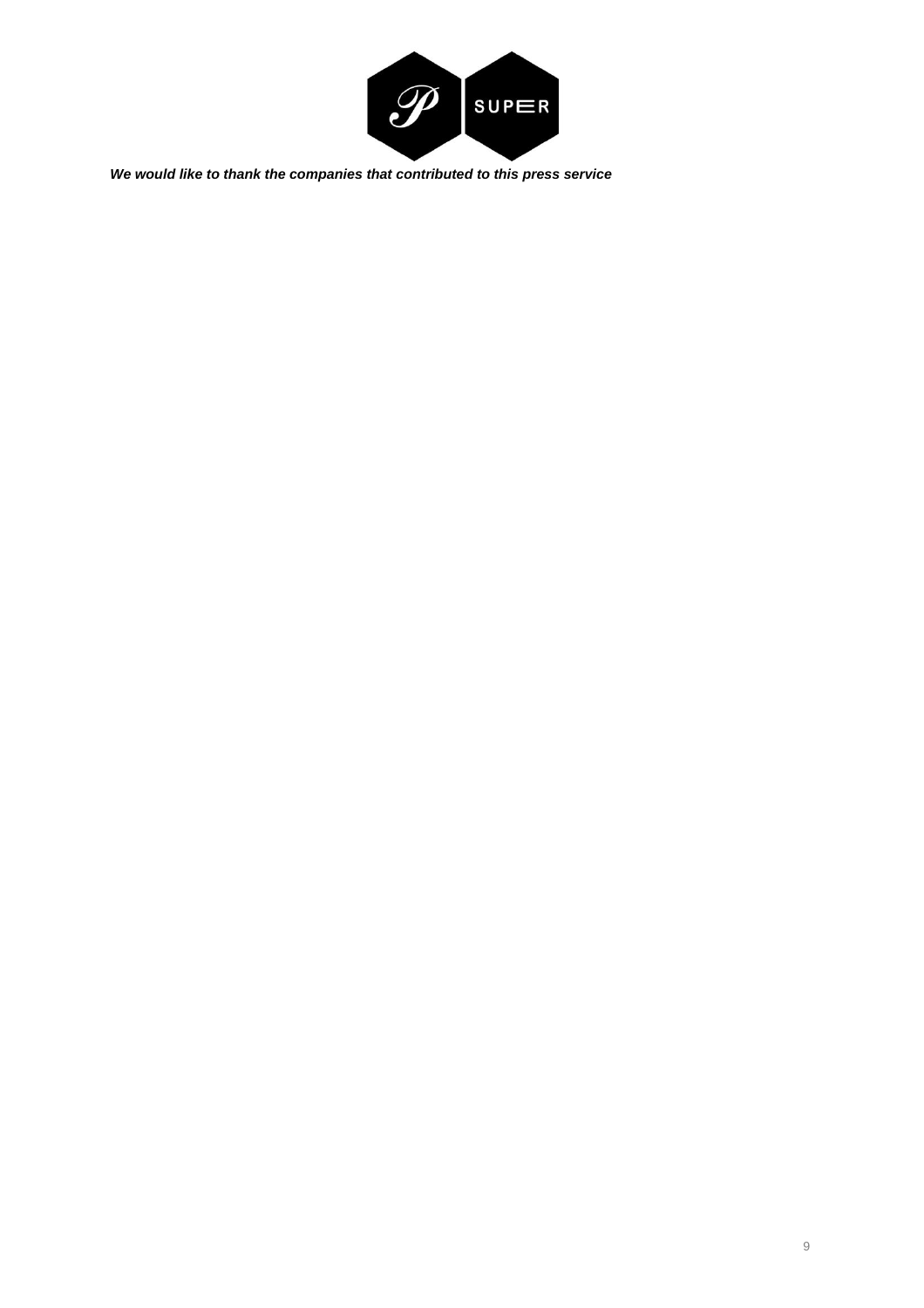***We would like to thank the companies that contributed to this press service***